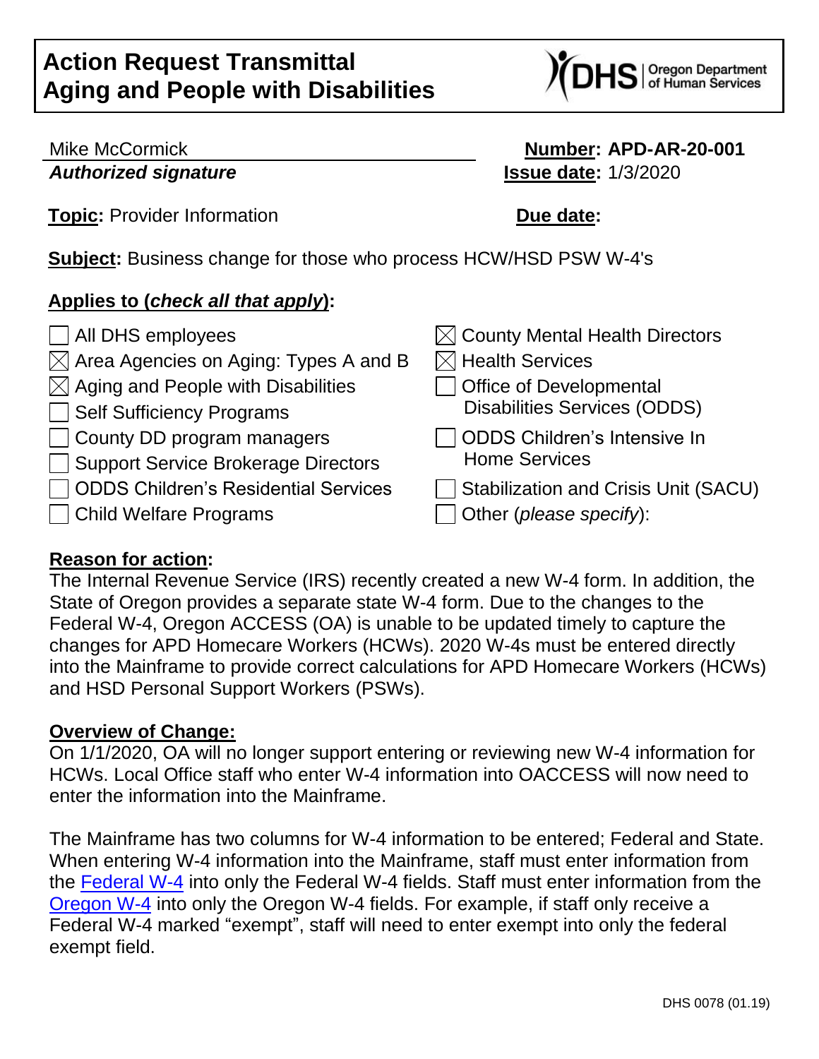# Action Request Transmittal
# Aging and People with Disabilities

Mike McCormick
***Authorized signature***

**Number: APD-AR-20-001**
**Issue date:** 1/3/2020

**Topic:** Provider Information

**Due date:**

**Subject:** Business change for those who process HCW/HSD PSW W-4's

**Applies to (*check all that apply*):**

- [ ] All DHS employees
- [x] Area Agencies on Aging: Types A and B
- [x] Aging and People with Disabilities
- [ ] Self Sufficiency Programs
- [ ] County DD program managers
- [ ] Support Service Brokerage Directors
- [ ] ODDS Children's Residential Services
- [ ] Child Welfare Programs
- [x] County Mental Health Directors
- [x] Health Services
- [ ] Office of Developmental Disabilities Services (ODDS)
- [ ] ODDS Children's Intensive In Home Services
- [ ] Stabilization and Crisis Unit (SACU)
- [ ] Other (*please specify*):

**Reason for action:**

The Internal Revenue Service (IRS) recently created a new W-4 form. In addition, the State of Oregon provides a separate state W-4 form. Due to the changes to the Federal W-4, Oregon ACCESS (OA) is unable to be updated timely to capture the changes for APD Homecare Workers (HCWs). 2020 W-4s must be entered directly into the Mainframe to provide correct calculations for APD Homecare Workers (HCWs) and HSD Personal Support Workers (PSWs).

**Overview of Change:**

On 1/1/2020, OA will no longer support entering or reviewing new W-4 information for HCWs. Local Office staff who enter W-4 information into OACCESS will now need to enter the information into the Mainframe.

The Mainframe has two columns for W-4 information to be entered; Federal and State. When entering W-4 information into the Mainframe, staff must enter information from the Federal W-4 into only the Federal W-4 fields. Staff must enter information from the Oregon W-4 into only the Oregon W-4 fields. For example, if staff only receive a Federal W-4 marked "exempt", staff will need to enter exempt into only the federal exempt field.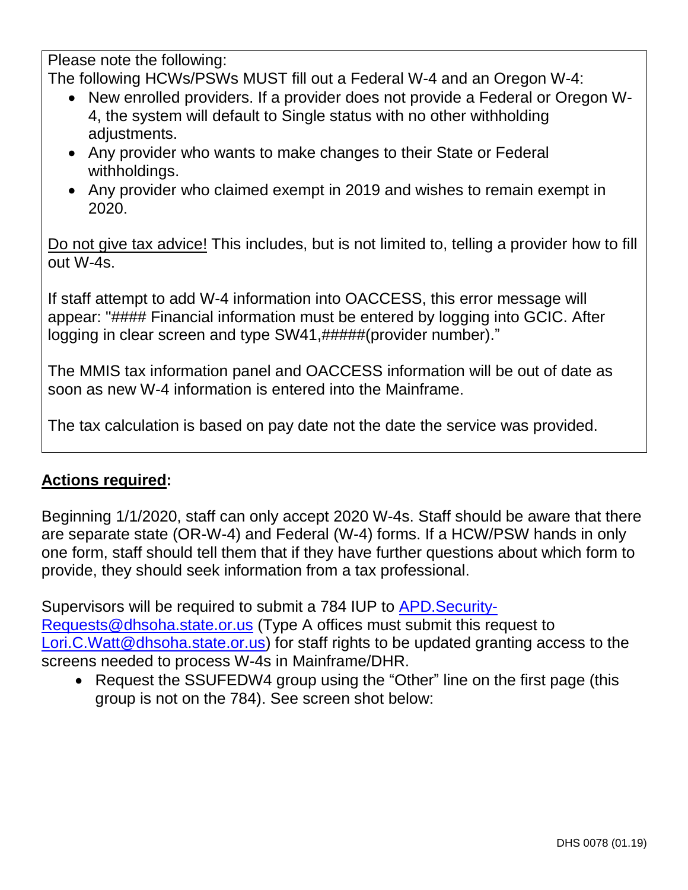Please note the following:

The following HCWs/PSWs MUST fill out a Federal W-4 and an Oregon W-4:

- New enrolled providers. If a provider does not provide a Federal or Oregon W-4, the system will default to Single status with no other withholding adjustments.
- Any provider who wants to make changes to their State or Federal withholdings.
- Any provider who claimed exempt in 2019 and wishes to remain exempt in 2020.

Do not give tax advice! This includes, but is not limited to, telling a provider how to fill out W-4s.

If staff attempt to add W-4 information into OACCESS, this error message will appear: "#### Financial information must be entered by logging into GCIC. After logging in clear screen and type SW41,#####(provider number)."

The MMIS tax information panel and OACCESS information will be out of date as soon as new W-4 information is entered into the Mainframe.

The tax calculation is based on pay date not the date the service was provided.

**Actions required:**

Beginning 1/1/2020, staff can only accept 2020 W-4s. Staff should be aware that there are separate state (OR-W-4) and Federal (W-4) forms. If a HCW/PSW hands in only one form, staff should tell them that if they have further questions about which form to provide, they should seek information from a tax professional.

Supervisors will be required to submit a 784 IUP to APD.Security-Requests@dhsoha.state.or.us (Type A offices must submit this request to Lori.C.Watt@dhsoha.state.or.us) for staff rights to be updated granting access to the screens needed to process W-4s in Mainframe/DHR.

- Request the SSUFEDW4 group using the "Other" line on the first page (this group is not on the 784). See screen shot below: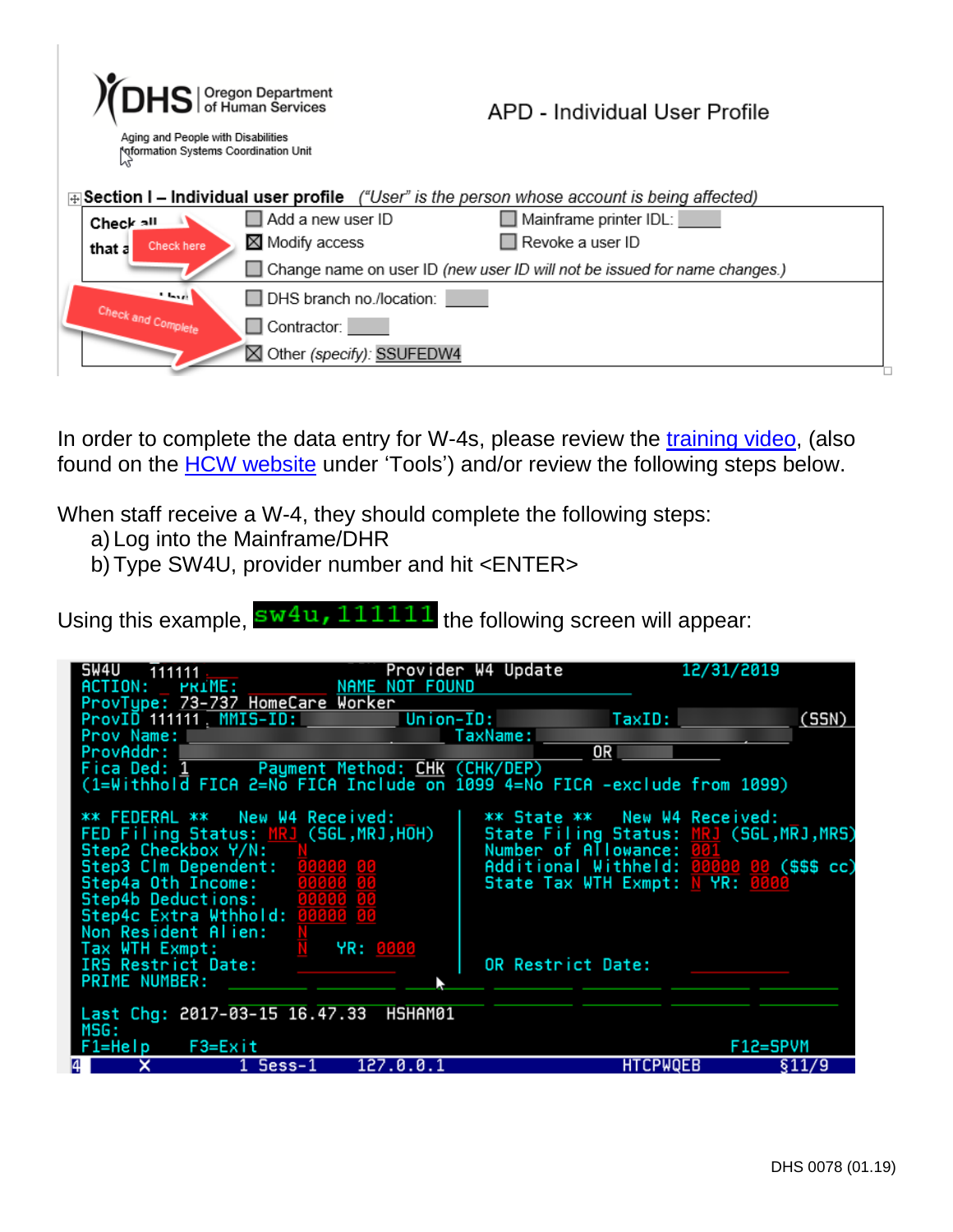Oregon Department of Human Services

Aging and People with Disabilities
Information Systems Coordination Unit

APD - Individual User Profile

**Section I – Individual user profile** *("User" is the person whose account is being affected)*

| | | |
|---|---|---|
| Check all that apply | ☐ Add a new user ID | ☐ Mainframe printer IDL: |
| | ☒ Modify access | ☐ Revoke a user ID |
| | ☐ Change name on user ID *(new user ID will not be issued for name changes.)* | |
| | ☐ DHS branch no./location: | |
| | ☐ Contractor: | |
| | ☒ Other *(specify)*: SSUFEDW4 | |

Check here

Check and Complete

In order to complete the data entry for W-4s, please review the [training video](), (also found on the [HCW website]() under 'Tools') and/or review the following steps below.

When staff receive a W-4, they should complete the following steps:

a) Log into the Mainframe/DHR
b) Type SW4U, provider number and hit <ENTER>

Using this example, `sw4u,111111` the following screen will appear:

```
SW4U   111111                    Provider W4 Update              12/31/2019
ACTION:   PRIME:            NAME NOT FOUND
ProvType: 73-737 HomeCare Worker
ProvID 111111  MMIS-ID:              Union-ID:               TaxID:            (SSN)
Prov Name:                                      TaxName:
ProvAddr:                                                     OR
Fica Ded: 1        Payment Method: CHK (CHK/DEP)
(1=Withhold FICA 2=No FICA Include on 1099 4=No FICA -exclude from 1099)

** FEDERAL **     New W4 Received:        |  ** State **    New W4 Received:
FED Filing Status: MRJ (SGL,MRJ,HOH)      |  State Filing Status: MRJ (SGL,MRJ,MRS)
Step2 Checkbox Y/N:     N                 |  Number of Allowance: 001
Step3 Clm Dependent:    00000 00          |  Additional Withheld: 00000 00 ($$$ cc)
Step4a Oth Income:      00000 00          |  State Tax WTH Exmpt: N YR: 0000
Step4b Deductions:      00000 00          |
Step4c Extra Wthhold:   00000 00          |
Non Resident Alien:     N                 |
Tax WTH Exmpt:          N    YR: 0000     |
IRS Restrict Date:                        |  OR Restrict Date:
PRIME NUMBER:

Last Chg: 2017-03-15 16.47.33  HSHAM01
MSG:
F1=Help    F3=Exit                                                  F12=SPVM
4      X          1 Sess-1     127.0.0.1                HTCPWQEB         §11/9
```

DHS 0078 (01.19)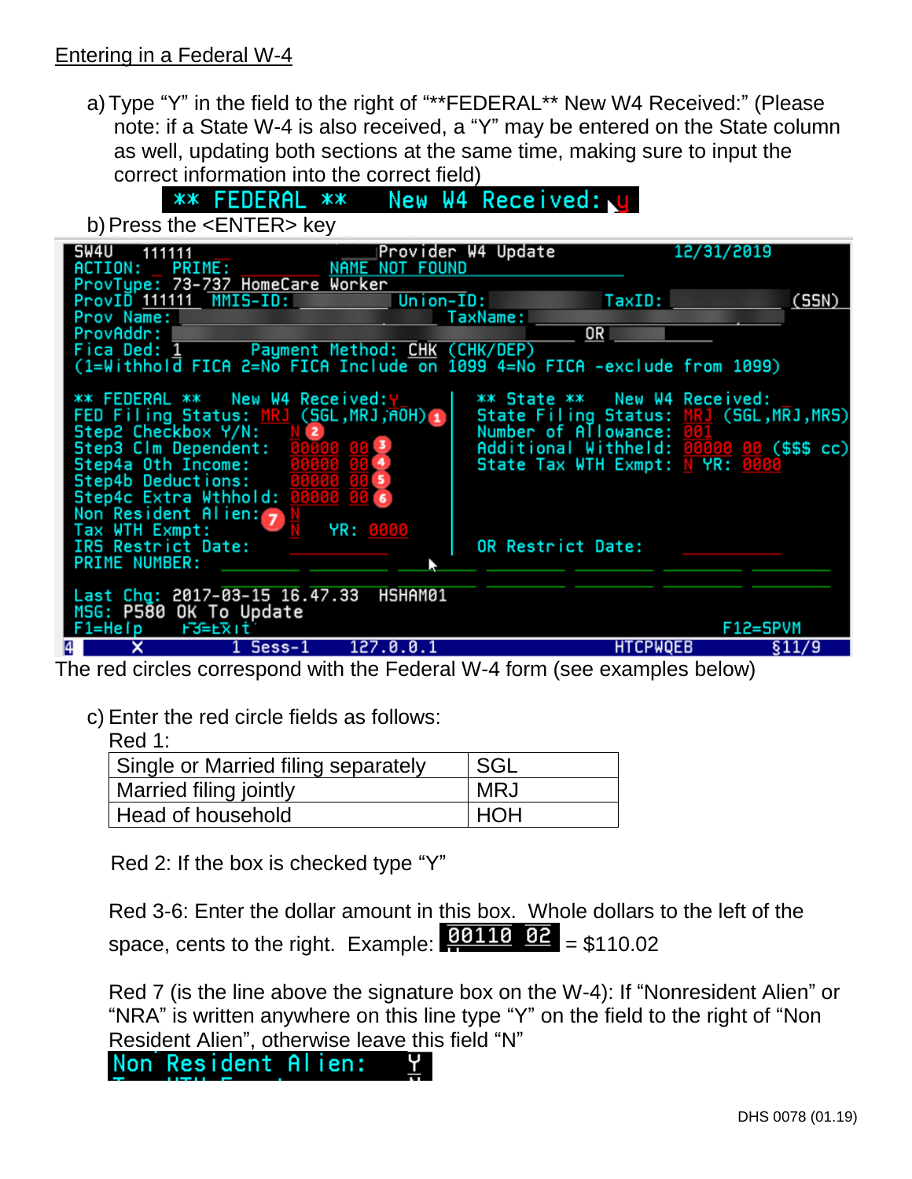Entering in a Federal W-4

a) Type "Y" in the field to the right of "**FEDERAL** New W4 Received:" (Please note: if a State W-4 is also received, a "Y" may be entered on the State column as well, updating both sections at the same time, making sure to input the correct information into the correct field)

```
** FEDERAL **    New W4 Received: y
```

b) Press the <ENTER> key

```
SW4U   111111                    Provider W4 Update              12/31/2019
ACTION:   PRIME:              NAME NOT FOUND
ProvType: 73-737 HomeCare Worker
ProvID 111111  MMIS-ID:              Union-ID:              TaxID:              (SSN)
Prov Name:                                  TaxName:
ProvAddr:                                                    OR
Fica Ded: 1          Payment Method: CHK (CHK/DEP)
(1=Withhold FICA 2=No FICA Include on 1099 4=No FICA -exclude from 1099)

** FEDERAL **    New W4 Received:Y       ** State **    New W4 Received:
FED Filing Status: MRJ (SGL,MRJ,HOH) 1   State Filing Status: MRJ (SGL,MRJ,MRS)
Step2 Checkbox Y/N:      N 2              Number of Allowance: 001
Step3 Clm Dependent:     00000 00 3       Additional Withheld: 00000 00 ($$$ cc)
Step4a Oth Income:       00000 00 4       State Tax WTH Exmpt: N YR: 0000
Step4b Deductions:       00000 00 5
Step4c Extra Wthhold:    00000 00 6
Non Resident Alien: 7    N
Tax WTH Exmpt:           N     YR: 0000
IRS Restrict Date:                        OR Restrict Date:
PRIME NUMBER:

Last Chg: 2017-03-15 16.47.33   HSHAM01
MSG: P580 OK To Update
F1=Help    F3=Exit                                              F12=SPVM
4      X          1 Sess-1     127.0.0.1                HTCPWQEB        §11/9
```

The red circles correspond with the Federal W-4 form (see examples below)

c) Enter the red circle fields as follows:

Red 1:

| Single or Married filing separately | SGL |
|---|---|
| Married filing jointly | MRJ |
| Head of household | HOH |

Red 2: If the box is checked type "Y"

Red 3-6: Enter the dollar amount in this box. Whole dollars to the left of the space, cents to the right. Example: `00110 02` = $110.02

Red 7 (is the line above the signature box on the W-4): If "Nonresident Alien" or "NRA" is written anywhere on this line type "Y" on the field to the right of "Non Resident Alien", otherwise leave this field "N"

```
Non Resident Alien:    Y
```

DHS 0078 (01.19)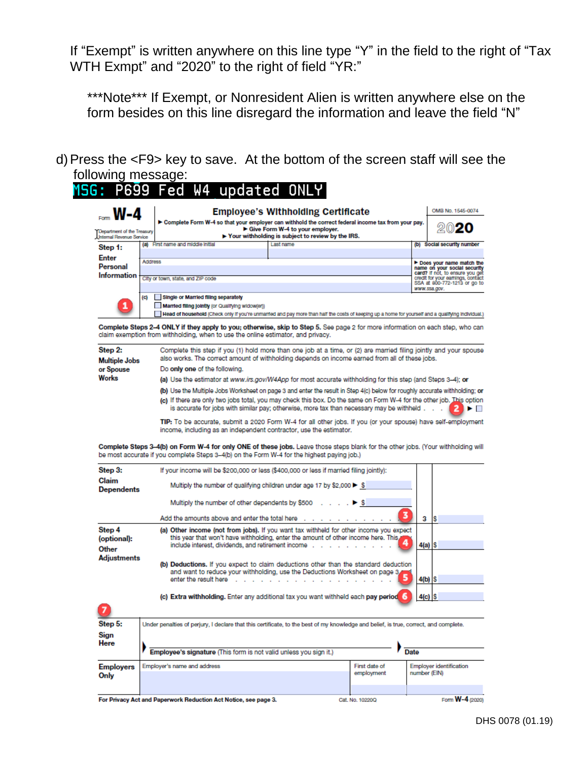If “Exempt” is written anywhere on this line type “Y” in the field to the right of “Tax WTH Exmpt” and “2020” to the right of field “YR:”

***Note*** If Exempt, or Nonresident Alien is written anywhere else on the form besides on this line disregard the information and leave the field “N”

d) Press the <F9> key to save. At the bottom of the screen staff will see the following message:

```
MSG: P699 Fed W4 updated ONLY
```

Form **W-4** — **Employee's Withholding Certificate** — OMB No. 1545-0074 — **2020**

Department of the Treasury Internal Revenue Service

► Complete Form W-4 so that your employer can withhold the correct federal income tax from your pay.
► Give Form W-4 to your employer.
► Your withholding is subject to review by the IRS.

**Step 1: Enter Personal Information**

| (a) First name and middle initial | Last name | (b) Social security number |
|---|---|---|
| Address | | ► Does your name match the name on your social security card? If not, to ensure you get credit for your earnings, contact SSA at 800-772-1213 or go to www.ssa.gov. |
| City or town, state, and ZIP code | | |

(c) ☐ Single or Married filing separately
☐ Married filing jointly (or Qualifying widow(er))
☐ Head of household (Check only if you're unmarried and pay more than half the costs of keeping up a home for yourself and a qualifying individual.)

1

**Complete Steps 2–4 ONLY if they apply to you; otherwise, skip to Step 5.** See page 2 for more information on each step, who can claim exemption from withholding, when to use the online estimator, and privacy.

**Step 2: Multiple Jobs or Spouse Works**

Complete this step if you (1) hold more than one job at a time, or (2) are married filing jointly and your spouse also works. The correct amount of withholding depends on income earned from all of these jobs.

Do **only one** of the following.

**(a)** Use the estimator at *www.irs.gov/W4App* for most accurate withholding for this step (and Steps 3–4); **or**

**(b)** Use the Multiple Jobs Worksheet on page 3 and enter the result in Step 4(c) below for roughly accurate withholding; **or**

**(c)** If there are only two jobs total, you may check this box. Do the same on Form W-4 for the other job. This option is accurate for jobs with similar pay; otherwise, more tax than necessary may be withheld . . . 2 ► ☐

**TIP:** To be accurate, submit a 2020 Form W-4 for all other jobs. If you (or your spouse) have self-employment income, including as an independent contractor, use the estimator.

**Complete Steps 3–4(b) on Form W-4 for only ONE of these jobs.** Leave those steps blank for the other jobs. (Your withholding will be most accurate if you complete Steps 3–4(b) on the Form W-4 for the highest paying job.)

**Step 3: Claim Dependents**

If your income will be $200,000 or less ($400,000 or less if married filing jointly):

Multiply the number of qualifying children under age 17 by $2,000 ► $

Multiply the number of other dependents by $500 . . . . ► $

Add the amounts above and enter the total here . . . . . . . . . . . . 3 | **3** | $

**Step 4 (optional): Other Adjustments**

**(a) Other income (not from jobs).** If you want tax withholding for other income you expect this year that won't have withholding, enter the amount of other income here. This may include interest, dividends, and retirement income . . . . . . . . . . . 4 | **4(a)** | $

**(b) Deductions.** If you expect to claim deductions other than the standard deduction and want to reduce your withholding, use the Deductions Worksheet on page 3 and enter the result here . . . . . . . . . . . . . . . . . . . . . 5 | **4(b)** | $

**(c) Extra withholding.** Enter any additional tax you want withheld each **pay period** 6 | **4(c)** | $

7

**Step 5: Sign Here**

Under penalties of perjury, I declare that this certificate, to the best of my knowledge and belief, is true, correct, and complete.

► **Employee's signature** (This form is not valid unless you sign it.) ► **Date**

| **Employers Only** | Employer's name and address | First date of employment | Employer identification number (EIN) |
|---|---|---|---|

**For Privacy Act and Paperwork Reduction Act Notice, see page 3.** Cat. No. 10220Q Form **W-4** (2020)

DHS 0078 (01.19)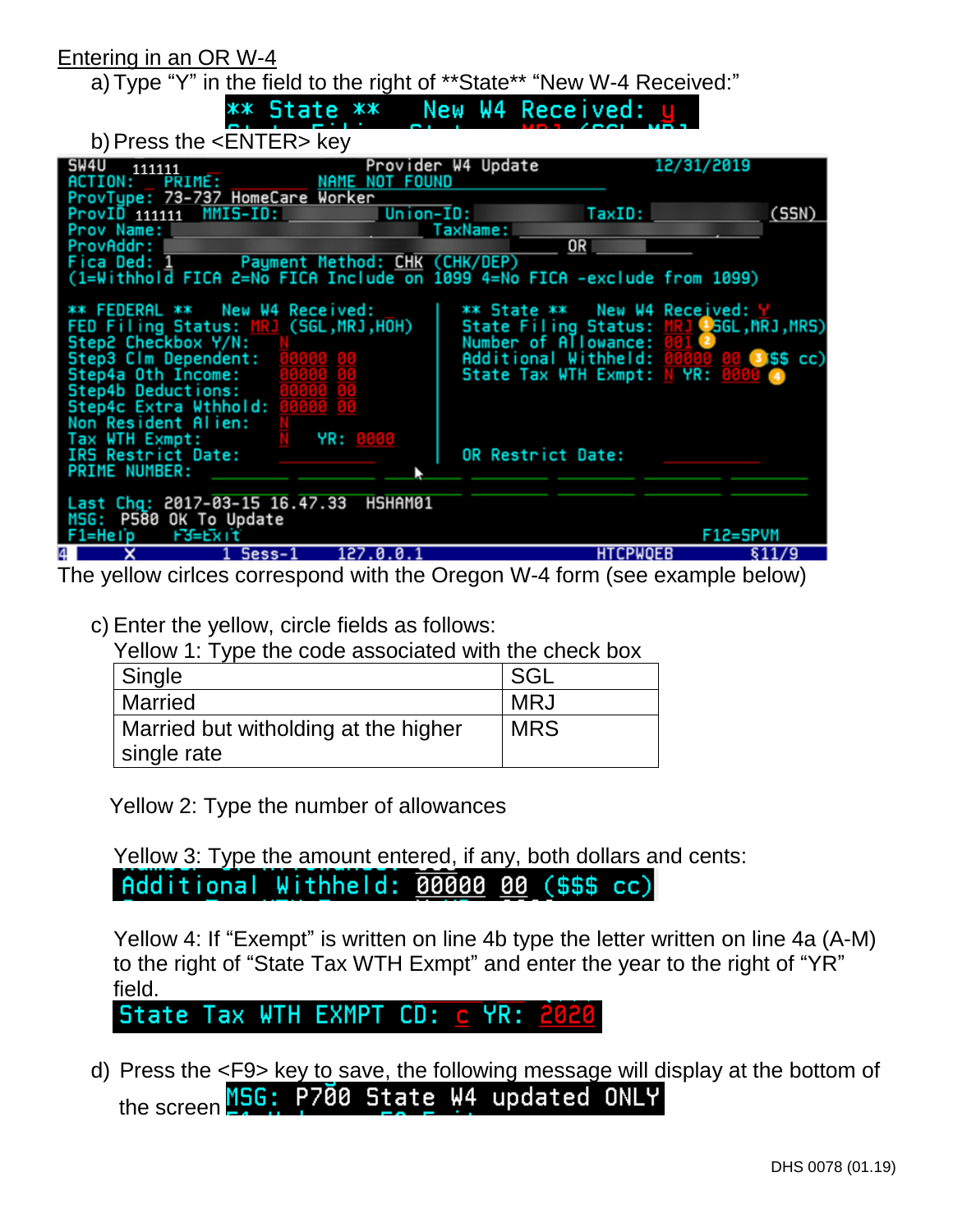Entering in an OR W-4

a) Type “Y” in the field to the right of **State** “New W-4 Received:”

```
** State **    New W4 Received: y
```

b) Press the <ENTER> key

```
SW4U  111111               Provider W4 Update                12/31/2019
ACTION: _ PRIME:          NAME NOT FOUND
ProvType: 73-737 HomeCare Worker
ProvID 111111  MMIS-ID:              Union-ID:              TaxID:            (SSN)
Prov Name:                              TaxName:
ProvAddr:                                                 OR
Fica Ded: 1          Payment Method: CHK (CHK/DEP)
(1=Withhold FICA 2=No FICA Include on 1099 4=No FICA -exclude from 1099)

** FEDERAL **    New W4 Received: _       ** State **    New W4 Received: Y
FED Filing Status: MRJ (SGL,MRJ,HOH)      State Filing Status: MRJ (1) SGL,MRJ,MRS)
Step2 Checkbox Y/N:     N                 Number of Allowance: 001 (2)
Step3 Clm Dependent:    00000 00          Additional Withheld: 00000 00 (3) $$ cc)
Step4a Oth Income:      00000 00          State Tax WTH Exmpt: N YR: 0000 (4)
Step4b Deductions:      00000 00
Step4c Extra Wthhold:   00000 00
Non Resident Alien:     N
Tax WTH Exmpt:          N    YR: 0000
IRS Restrict Date:                        OR Restrict Date:
PRIME NUMBER:

Last Chg: 2017-03-15 16.47.33   HSHAM01
MSG:  P580 OK To Update
F1=Help    F3=Exit                                            F12=SPVM
```

The yellow cirlces correspond with the Oregon W-4 form (see example below)

c) Enter the yellow, circle fields as follows:

Yellow 1: Type the code associated with the check box

| Single | SGL |
|---|---|
| Married | MRJ |
| Married but witholding at the higher single rate | MRS |

Yellow 2: Type the number of allowances

Yellow 3: Type the amount entered, if any, both dollars and cents:

```
Additional Withheld: 00000 00 ($$$ cc)
```

Yellow 4: If “Exempt” is written on line 4b type the letter written on line 4a (A-M) to the right of “State Tax WTH Exmpt” and enter the year to the right of “YR” field.

```
State Tax WTH EXMPT CD: c YR: 2020
```

d) Press the <F9> key to save, the following message will display at the bottom of the screen

```
MSG: P700 State W4 updated ONLY
```

DHS 0078 (01.19)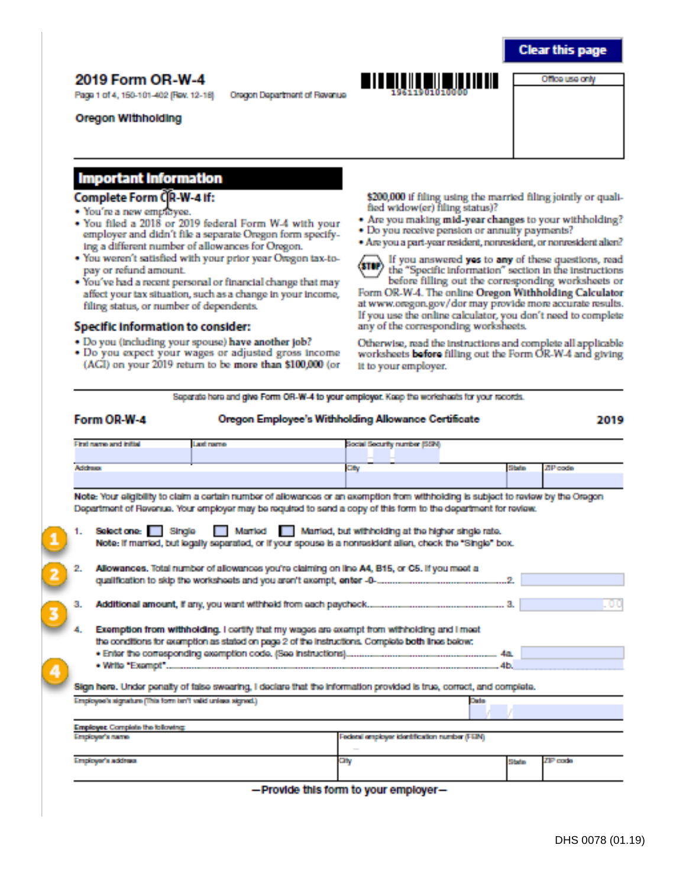Clear this page

# 2019 Form OR-W-4

Page 1 of 4, 150-101-402 (Rev. 12-18) Oregon Department of Revenue

19611901010000

Office use only

## Oregon Withholding

## Important Information

### Complete Form OR-W-4 if:

- You're a new employee.
- You filed a 2018 or 2019 federal Form W-4 with your employer and didn't file a separate Oregon form specifying a different number of allowances for Oregon.
- You weren't satisfied with your prior year Oregon tax-to-pay or refund amount.
- You've had a recent personal or financial change that may affect your tax situation, such as a change in your income, filing status, or number of dependents.

### Specific information to consider:

- Do you (including your spouse) **have another job?**
- Do you expect your wages or adjusted gross income (AGI) on your 2019 return to be **more than $100,000** (or $200,000 if filing using the married filing jointly or qualified widow(er) filing status)?
- Are you making **mid-year changes** to your withholding?
- Do you receive pension or annuity payments?
- Are you a part-year resident, nonresident, or nonresident alien?

STOP If you answered **yes** to **any** of these questions, read the "Specific Information" section in the instructions before filling out the corresponding worksheets or Form OR-W-4. The online **Oregon Withholding Calculator** at www.oregon.gov/dor may provide more accurate results. If you use the online calculator, you don't need to complete any of the corresponding worksheets.

Otherwise, read the instructions and complete all applicable worksheets **before** filling out the Form OR-W-4 and giving it to your employer.

Separate here and **give Form OR-W-4 to your employer.** Keep the worksheets for your records.

## Form OR-W-4 — Oregon Employee's Withholding Allowance Certificate — 2019

| First name and initial | Last name | Social Security number (SSN) | | |
|---|---|---|---|---|
| | | | | |
| **Address** | | **City** | **State** | **ZIP code** |
| | | | | |

**Note:** Your eligibility to claim a certain number of allowances or an exemption from withholding is subject to review by the Oregon Department of Revenue. Your employer may be required to send a copy of this form to the department for review.

1. **Select one:** ☐ Single ☐ Married ☐ Married, but withholding at the higher single rate.
   **Note:** If married, but legally separated, or if your spouse is a nonresident alien, check the "Single" box.

2. **Allowances.** Total number of allowances you're claiming on line **A4, B15,** or **C5.** If you meet a qualification to skip the worksheets and you aren't exempt, **enter -0-**............ 2. ______

3. **Additional amount,** if any, you want withheld from each paycheck............ 3. ______ .00

4. **Exemption from withholding.** I certify that my wages are exempt from withholding and I meet the conditions for exemption as stated on page 2 of the instructions. Complete **both** lines below:
   - Enter the corresponding exemption code. (See instructions)............ 4a. ______
   - Write "Exempt"............ 4b. ______

**Sign here.** Under penalty of false swearing, I declare that the information provided is true, correct, and complete.

| Employee's signature (This form isn't valid unless signed.) | Date |
|---|---|
| | / / |

**Employer:** Complete the following:

| Employer's name | Federal employer identification number (FEIN) | | |
|---|---|---|---|
| | – | | |
| **Employer's address** | **City** | **State** | **ZIP code** |
| | | | |

**—Provide this form to your employer—**

DHS 0078 (01.19)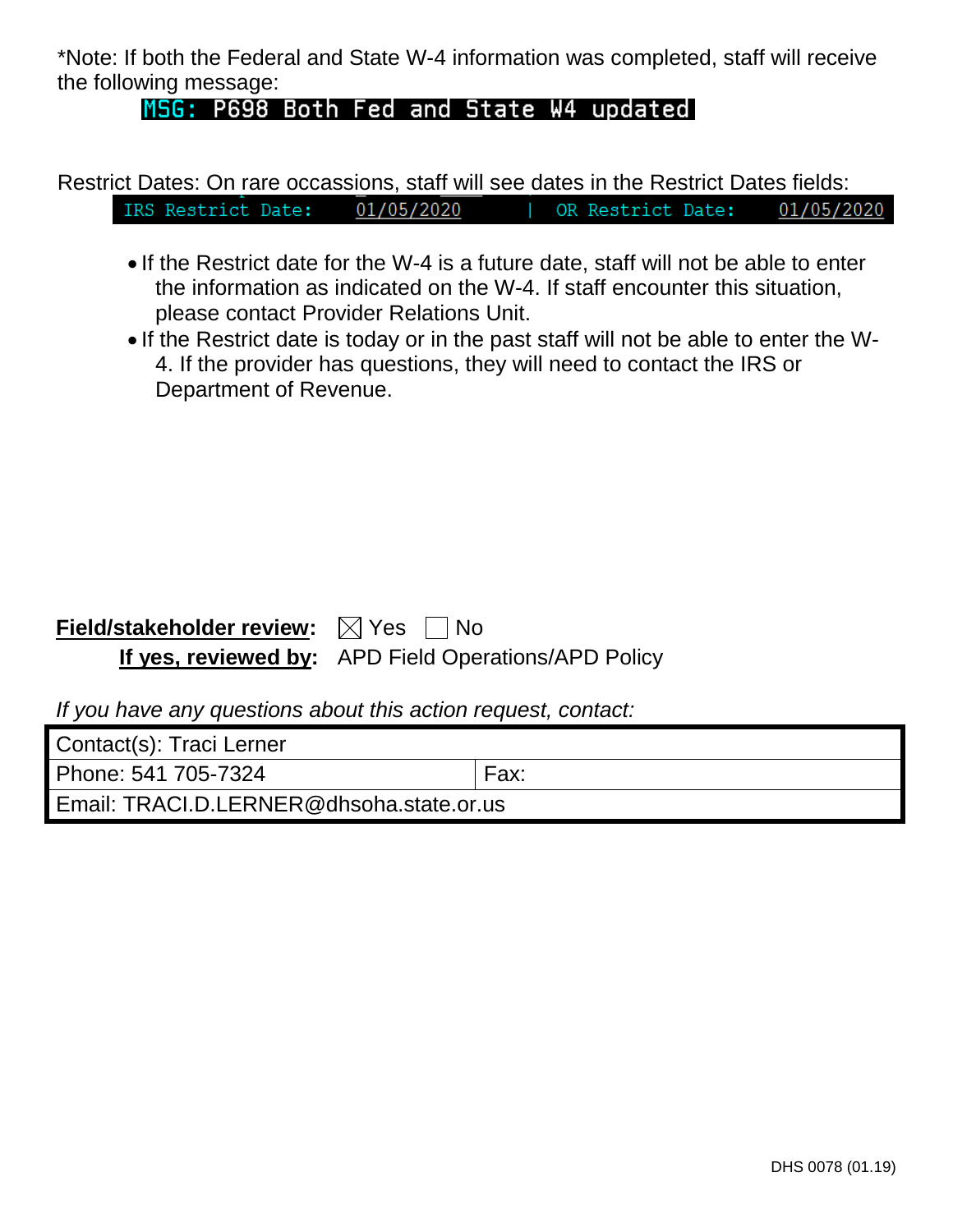*Note: If both the Federal and State W-4 information was completed, staff will receive the following message:

```
MSG: P698 Both Fed and State W4 updated
```

Restrict Dates: On rare occassions, staff will see dates in the Restrict Dates fields:

```
IRS Restrict Date:   01/05/2020    |  OR Restrict Date:   01/05/2020
```

- If the Restrict date for the W-4 is a future date, staff will not be able to enter the information as indicated on the W-4. If staff encounter this situation, please contact Provider Relations Unit.
- If the Restrict date is today or in the past staff will not be able to enter the W-4. If the provider has questions, they will need to contact the IRS or Department of Revenue.

**Field/stakeholder review:** ☒ Yes ☐ No

**If yes, reviewed by:** APD Field Operations/APD Policy

*If you have any questions about this action request, contact:*

| | |
|---|---|
| Contact(s): Traci Lerner | |
| Phone: 541 705-7324 | Fax: |
| Email: TRACI.D.LERNER@dhsoha.state.or.us | |

DHS 0078 (01.19)